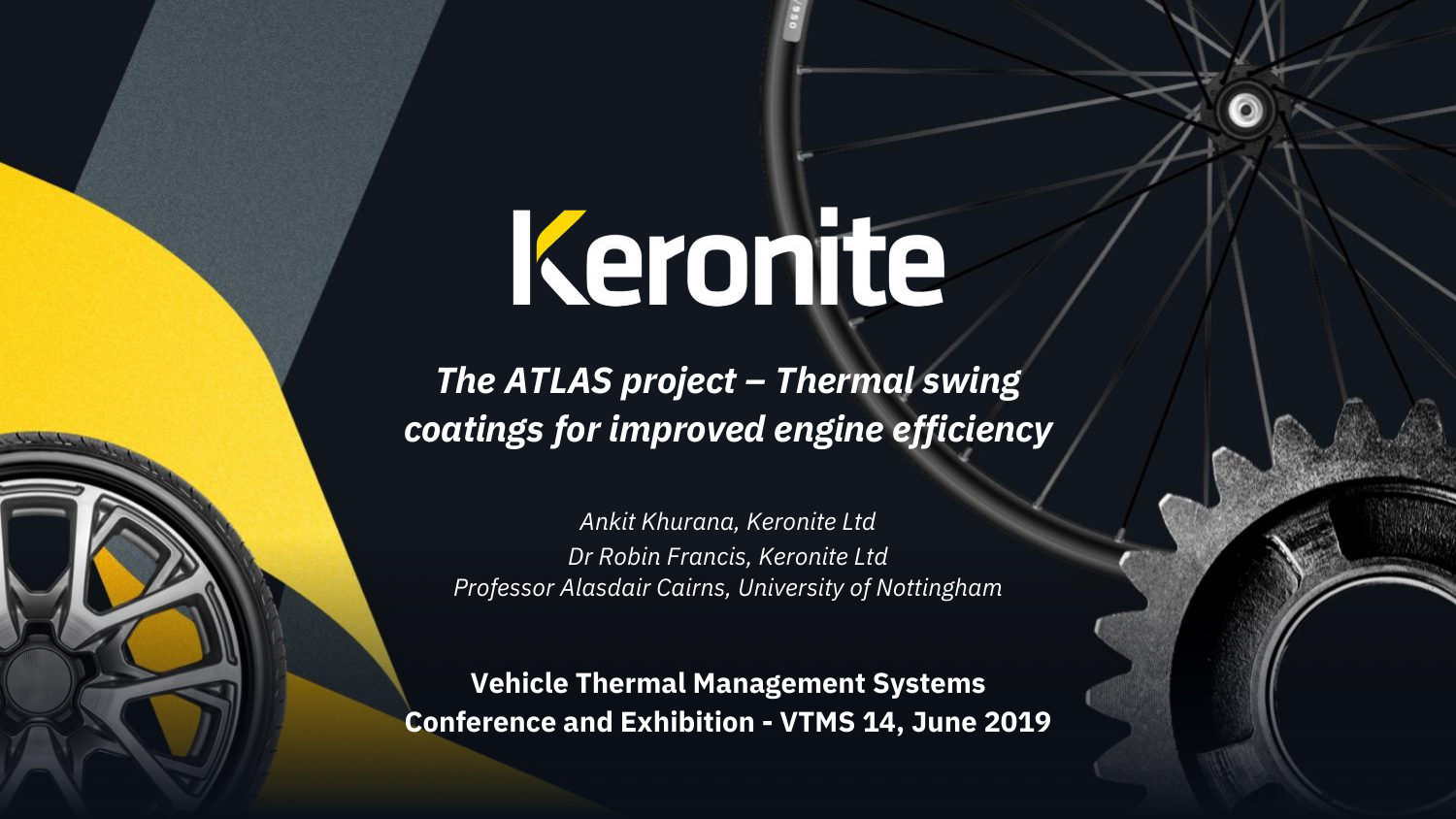# Keronite

***The ATLAS project – Thermal swing coatings for improved engine efficiency***

*Ankit Khurana, Keronite Ltd*

*Dr Robin Francis, Keronite Ltd*

*Professor Alasdair Cairns, University of Nottingham*

**Vehicle Thermal Management Systems Conference and Exhibition - VTMS 14, June 2019**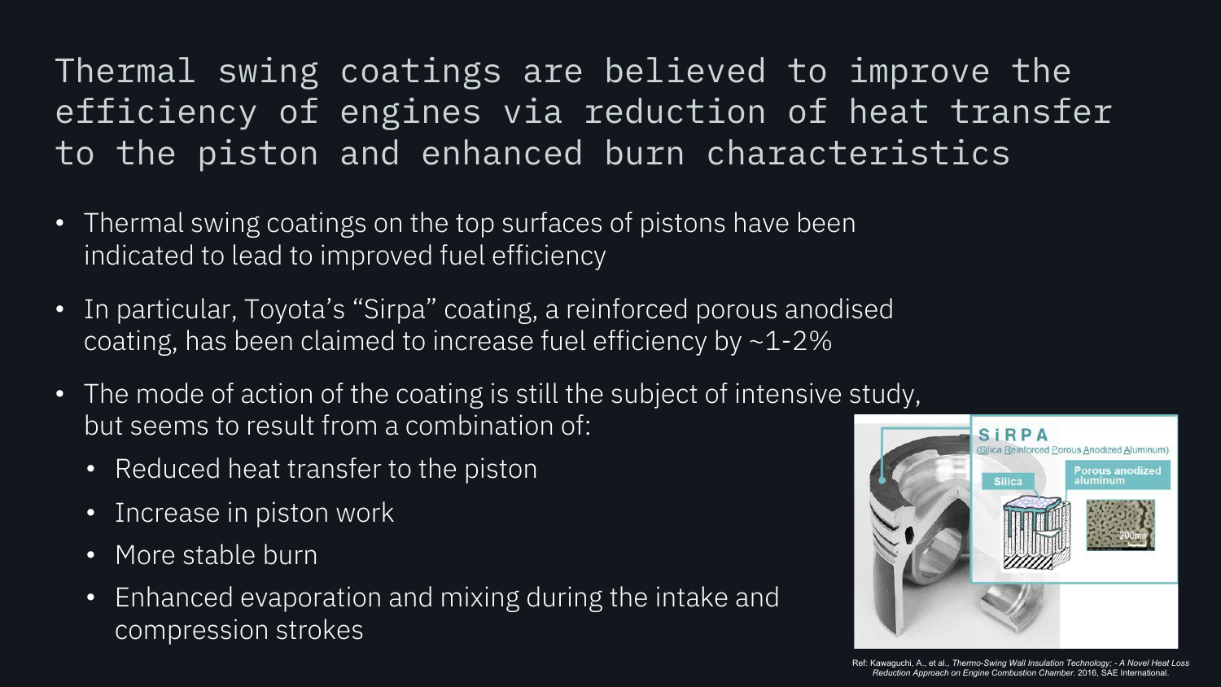# Thermal swing coatings are believed to improve the efficiency of engines via reduction of heat transfer to the piston and enhanced burn characteristics

- Thermal swing coatings on the top surfaces of pistons have been indicated to lead to improved fuel efficiency
- In particular, Toyota's "Sirpa" coating, a reinforced porous anodised coating, has been claimed to increase fuel efficiency by ~1-2%
- The mode of action of the coating is still the subject of intensive study, but seems to result from a combination of:
  - Reduced heat transfer to the piston
  - Increase in piston work
  - More stable burn
  - Enhanced evaporation and mixing during the intake and compression strokes

Ref: Kawaguchi, A., et al., *Thermo-Swing Wall Insulation Technology; - A Novel Heat Loss Reduction Approach on Engine Combustion Chamber.* 2016, SAE International.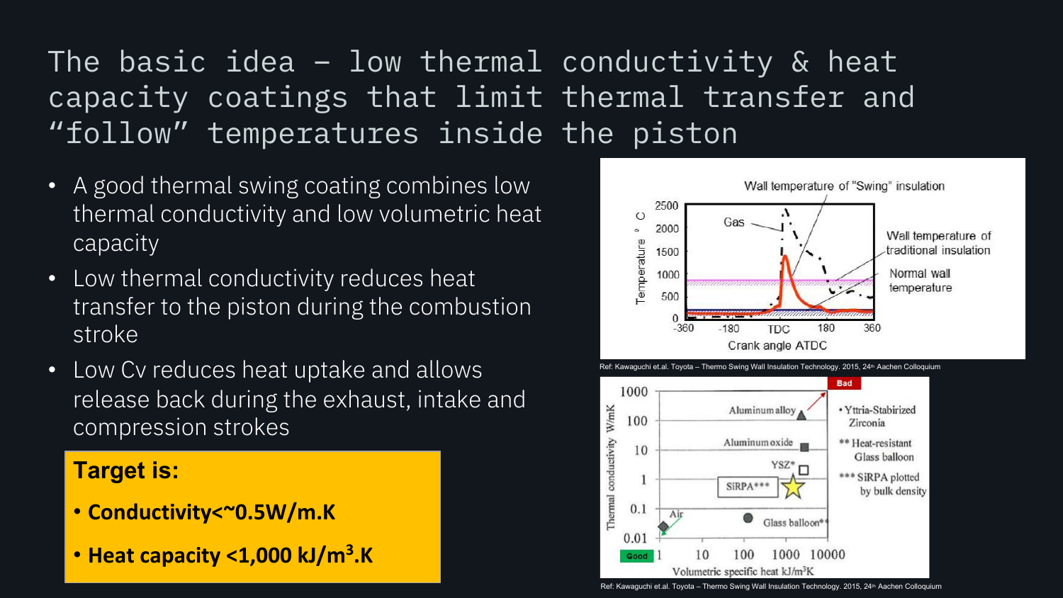# The basic idea – low thermal conductivity & heat capacity coatings that limit thermal transfer and "follow" temperatures inside the piston

- A good thermal swing coating combines low thermal conductivity and low volumetric heat capacity
- Low thermal conductivity reduces heat transfer to the piston during the combustion stroke
- Low Cv reduces heat uptake and allows release back during the exhaust, intake and compression strokes

**Target is:**

- **Conductivity<~0.5W/m.K**
- **Heat capacity <1,000 kJ/m$^3$.K**

Ref: Kawaguchi et.al. Toyota – Thermo Swing Wall Insulation Technology. 2015, 24th Aachen Colloquium

Ref: Kawaguchi et.al. Toyota – Thermo Swing Wall Insulation Technology. 2015, 24th Aachen Colloquium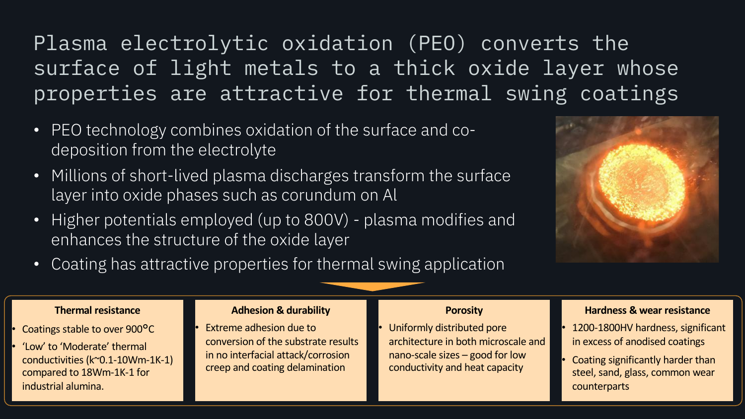# Plasma electrolytic oxidation (PEO) converts the surface of light metals to a thick oxide layer whose properties are attractive for thermal swing coatings

- PEO technology combines oxidation of the surface and co-deposition from the electrolyte
- Millions of short-lived plasma discharges transform the surface layer into oxide phases such as corundum on Al
- Higher potentials employed (up to 800V) - plasma modifies and enhances the structure of the oxide layer
- Coating has attractive properties for thermal swing application

**Thermal resistance**

- Coatings stable to over 900°C
- 'Low' to 'Moderate' thermal conductivities (k~0.1-10Wm-1K-1) compared to 18Wm-1K-1 for industrial alumina.

**Adhesion & durability**

- Extreme adhesion due to conversion of the substrate results in no interfacial attack/corrosion creep and coating delamination

**Porosity**

- Uniformly distributed pore architecture in both microscale and nano-scale sizes – good for low conductivity and heat capacity

**Hardness & wear resistance**

- 1200-1800HV hardness, significant in excess of anodised coatings
- Coating significantly harder than steel, sand, glass, common wear counterparts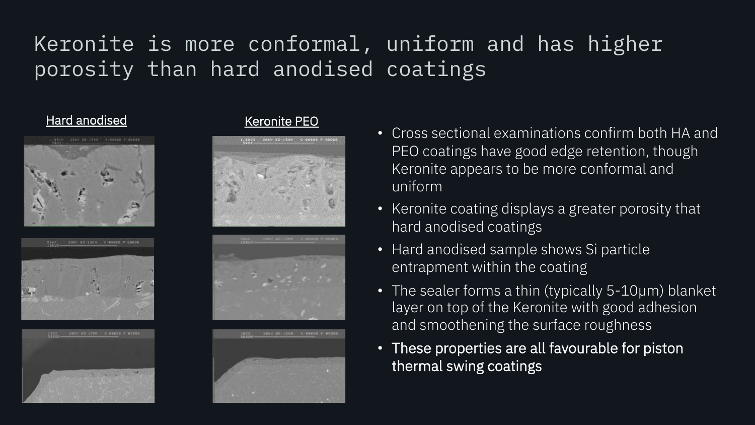# Keronite is more conformal, uniform and has higher porosity than hard anodised coatings

Hard anodised

Keronite PEO

- Cross sectional examinations confirm both HA and PEO coatings have good edge retention, though Keronite appears to be more conformal and uniform
- Keronite coating displays a greater porosity that hard anodised coatings
- Hard anodised sample shows Si particle entrapment within the coating
- The sealer forms a thin (typically 5-10μm) blanket layer on top of the Keronite with good adhesion and smoothening the surface roughness
- **These properties are all favourable for piston thermal swing coatings**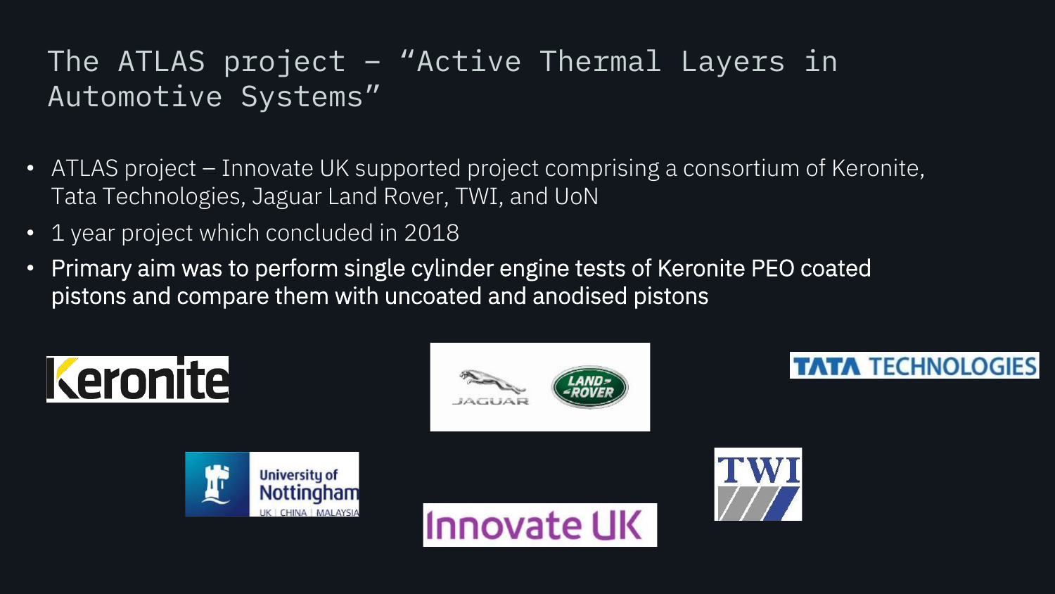# The ATLAS project – "Active Thermal Layers in Automotive Systems"

- ATLAS project – Innovate UK supported project comprising a consortium of Keronite, Tata Technologies, Jaguar Land Rover, TWI, and UoN
- 1 year project which concluded in 2018
- Primary aim was to perform single cylinder engine tests of Keronite PEO coated pistons and compare them with uncoated and anodised pistons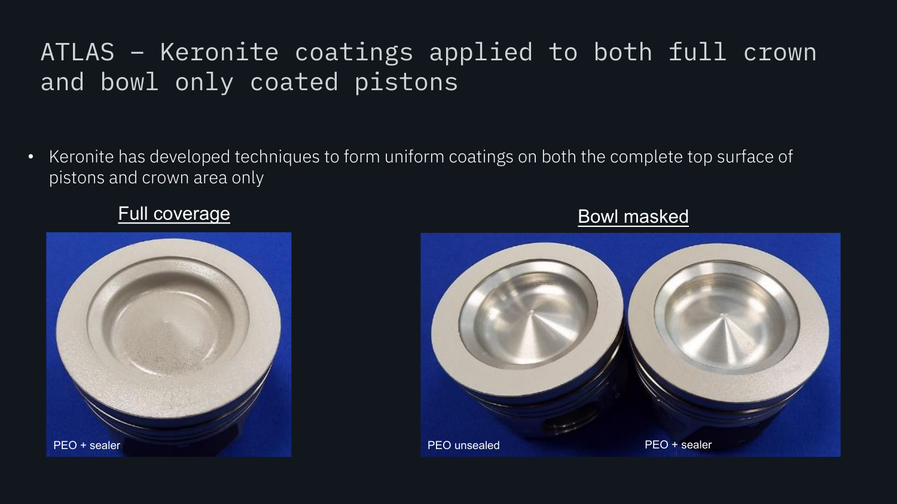# ATLAS – Keronite coatings applied to both full crown and bowl only coated pistons

- Keronite has developed techniques to form uniform coatings on both the complete top surface of pistons and crown area only

Full coverage

PEO + sealer

Bowl masked

PEO unsealed

PEO + sealer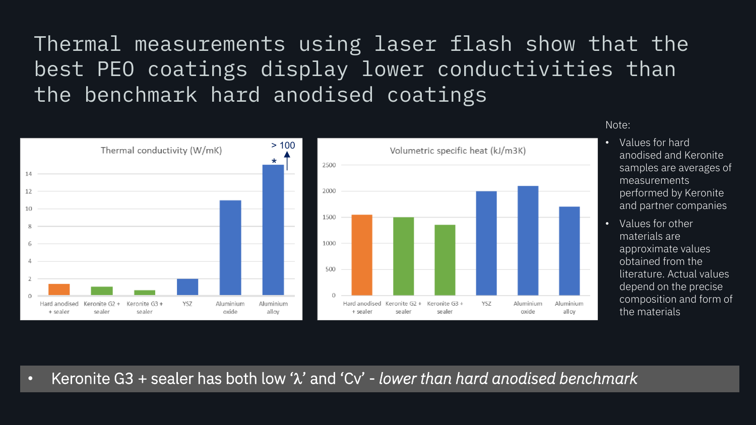# Thermal measurements using laser flash show that the best PEO coatings display lower conductivities than the benchmark hard anodised coatings

Thermal conductivity (W/mK)

| | Hard anodised + sealer | Keronite G2 + sealer | Keronite G3 + sealer | YSZ | Aluminium oxide | Aluminium alloy |
|---|---|---|---|---|---|---|

> 100 *

Volumetric specific heat (kJ/m3K)

| | Hard anodised + sealer | Keronite G2 + sealer | Keronite G3 + sealer | YSZ | Aluminium oxide | Aluminium alloy |
|---|---|---|---|---|---|---|

Note:

- Values for hard anodised and Keronite samples are averages of measurements performed by Keronite and partner companies
- Values for other materials are approximate values obtained from the literature. Actual values depend on the precise composition and form of the materials

- Keronite G3 + sealer has both low 'λ' and 'Cv' - *lower than hard anodised benchmark*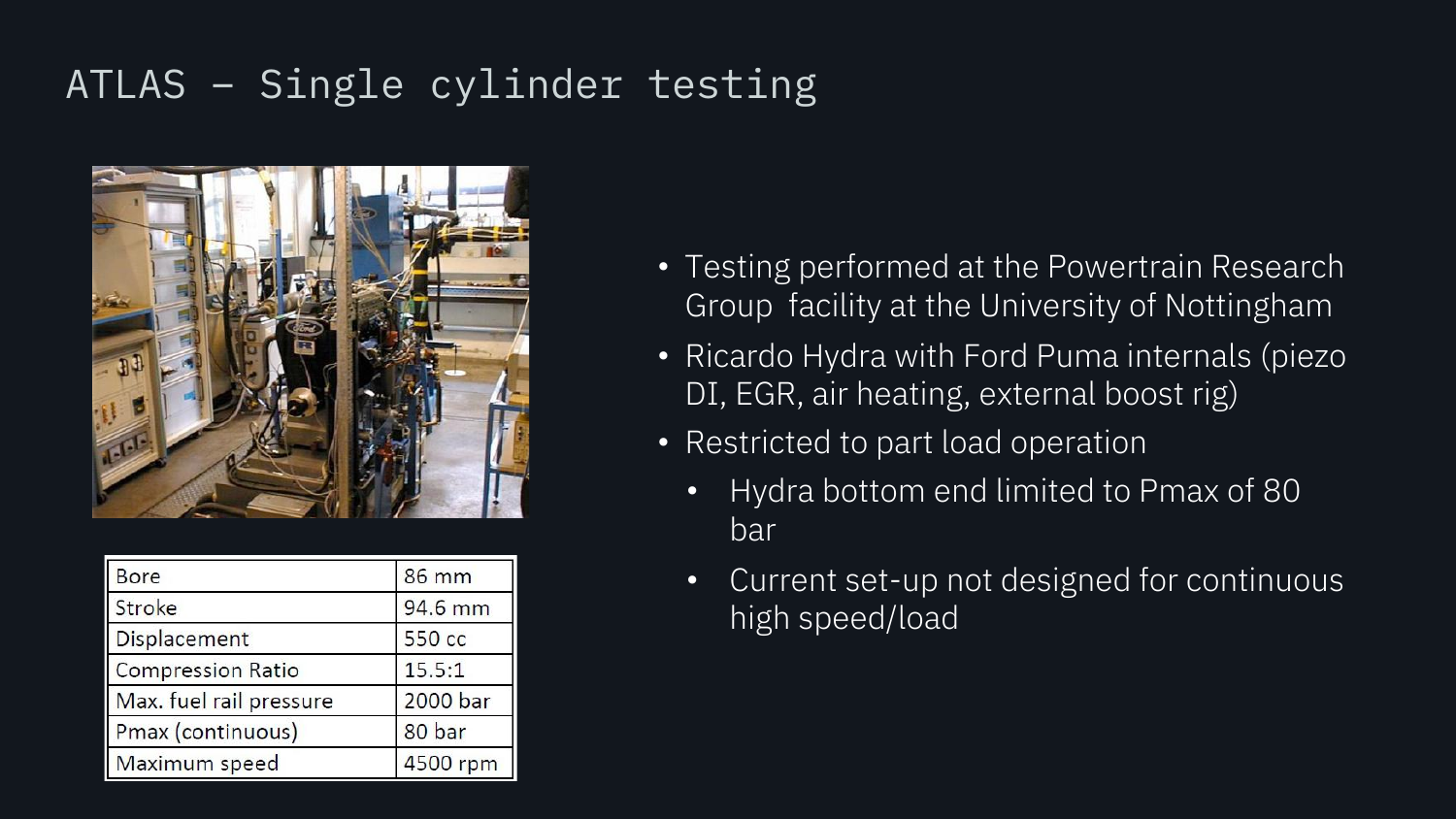# ATLAS – Single cylinder testing

| Bore | 86 mm |
|---|---|
| Stroke | 94.6 mm |
| Displacement | 550 cc |
| Compression Ratio | 15.5:1 |
| Max. fuel rail pressure | 2000 bar |
| Pmax (continuous) | 80 bar |
| Maximum speed | 4500 rpm |

- Testing performed at the Powertrain Research Group facility at the University of Nottingham
- Ricardo Hydra with Ford Puma internals (piezo DI, EGR, air heating, external boost rig)
- Restricted to part load operation
  - Hydra bottom end limited to Pmax of 80 bar
  - Current set-up not designed for continuous high speed/load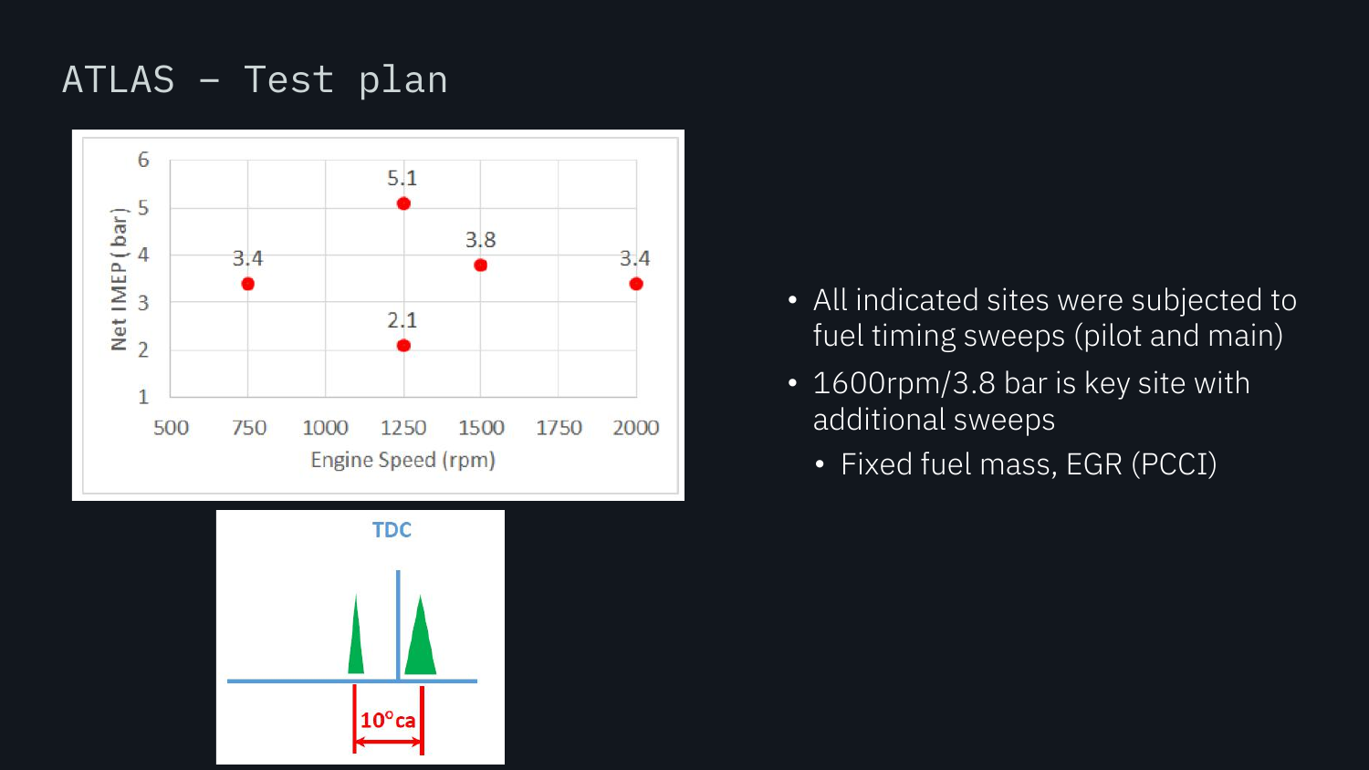# ATLAS – Test plan

- All indicated sites were subjected to fuel timing sweeps (pilot and main)
- 1600rpm/3.8 bar is key site with additional sweeps
  - Fixed fuel mass, EGR (PCCI)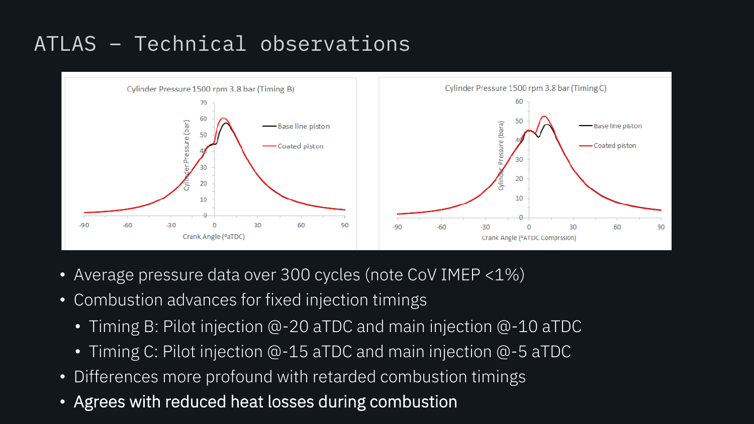# ATLAS – Technical observations

- Average pressure data over 300 cycles (note CoV IMEP <1%)
- Combustion advances for fixed injection timings
  - Timing B: Pilot injection @-20 aTDC and main injection @-10 aTDC
  - Timing C: Pilot injection @-15 aTDC and main injection @-5 aTDC
- Differences more profound with retarded combustion timings
- Agrees with reduced heat losses during combustion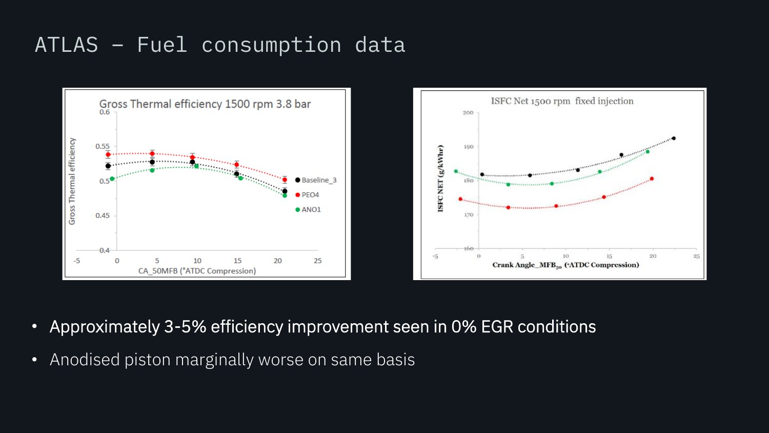# ATLAS – Fuel consumption data

- Approximately 3-5% efficiency improvement seen in 0% EGR conditions
- Anodised piston marginally worse on same basis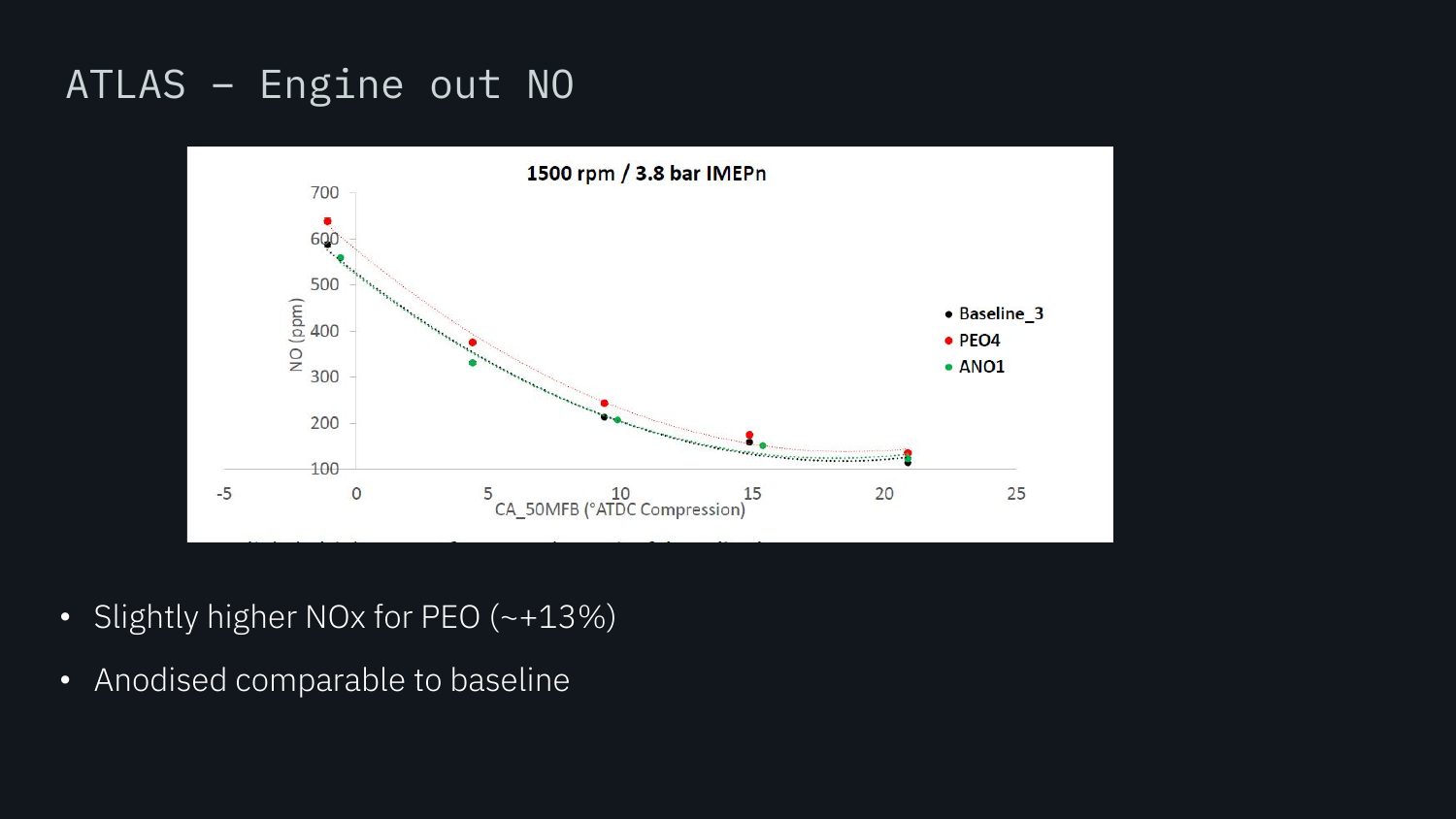# ATLAS – Engine out NO

**1500 rpm / 3.8 bar IMEPn**

- Baseline_3
- PEO4
- ANO1

NO (ppm)

CA_50MFB (°ATDC Compression)

- Slightly higher NOx for PEO (~+13%)
- Anodised comparable to baseline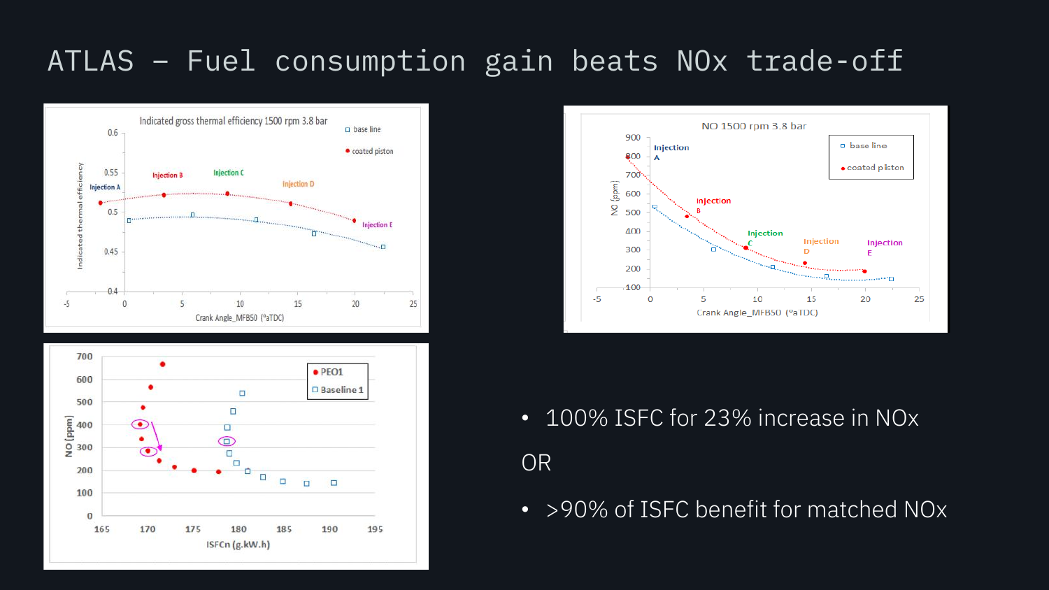# ATLAS – Fuel consumption gain beats NOx trade-off

- 100% ISFC for 23% increase in NOx

OR

- >90% of ISFC benefit for matched NOx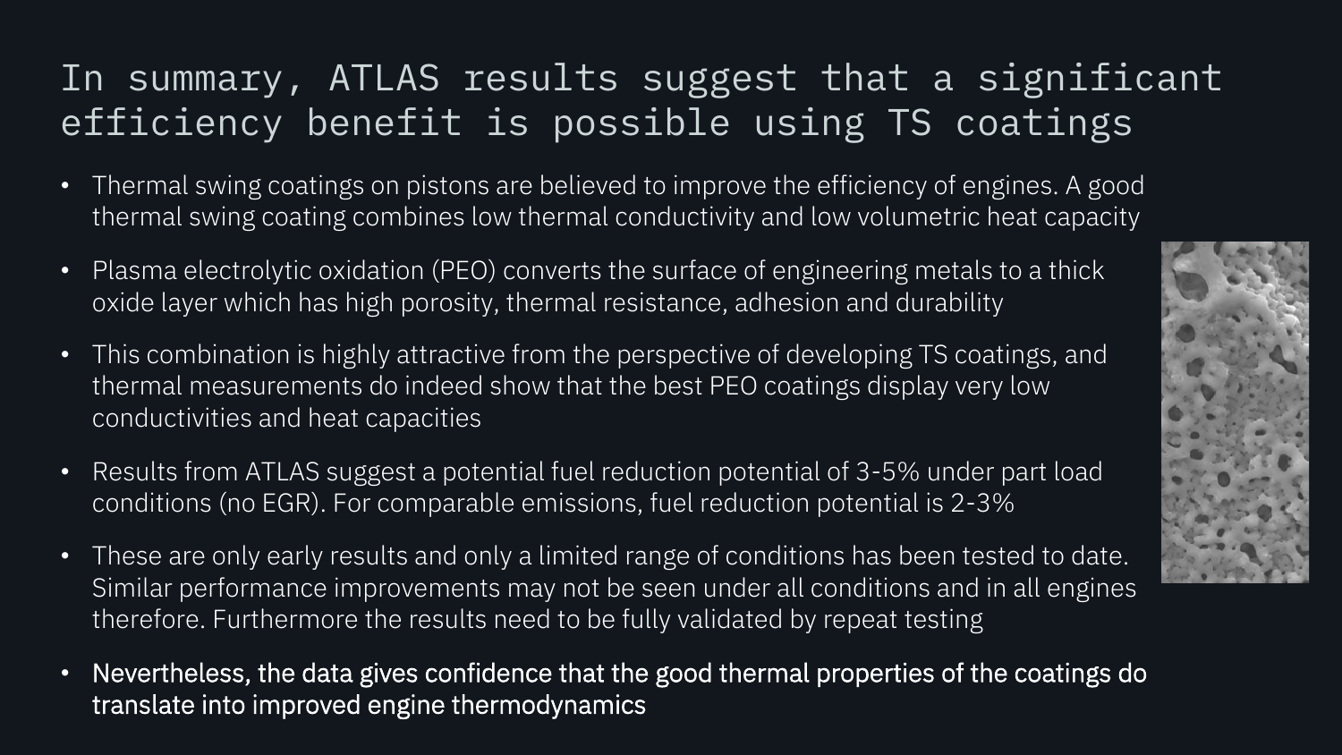# In summary, ATLAS results suggest that a significant efficiency benefit is possible using TS coatings

- Thermal swing coatings on pistons are believed to improve the efficiency of engines. A good thermal swing coating combines low thermal conductivity and low volumetric heat capacity
- Plasma electrolytic oxidation (PEO) converts the surface of engineering metals to a thick oxide layer which has high porosity, thermal resistance, adhesion and durability
- This combination is highly attractive from the perspective of developing TS coatings, and thermal measurements do indeed show that the best PEO coatings display very low conductivities and heat capacities
- Results from ATLAS suggest a potential fuel reduction potential of 3-5% under part load conditions (no EGR). For comparable emissions, fuel reduction potential is 2-3%
- These are only early results and only a limited range of conditions has been tested to date. Similar performance improvements may not be seen under all conditions and in all engines therefore. Furthermore the results need to be fully validated by repeat testing
- Nevertheless, the data gives confidence that the good thermal properties of the coatings do translate into improved engine thermodynamics